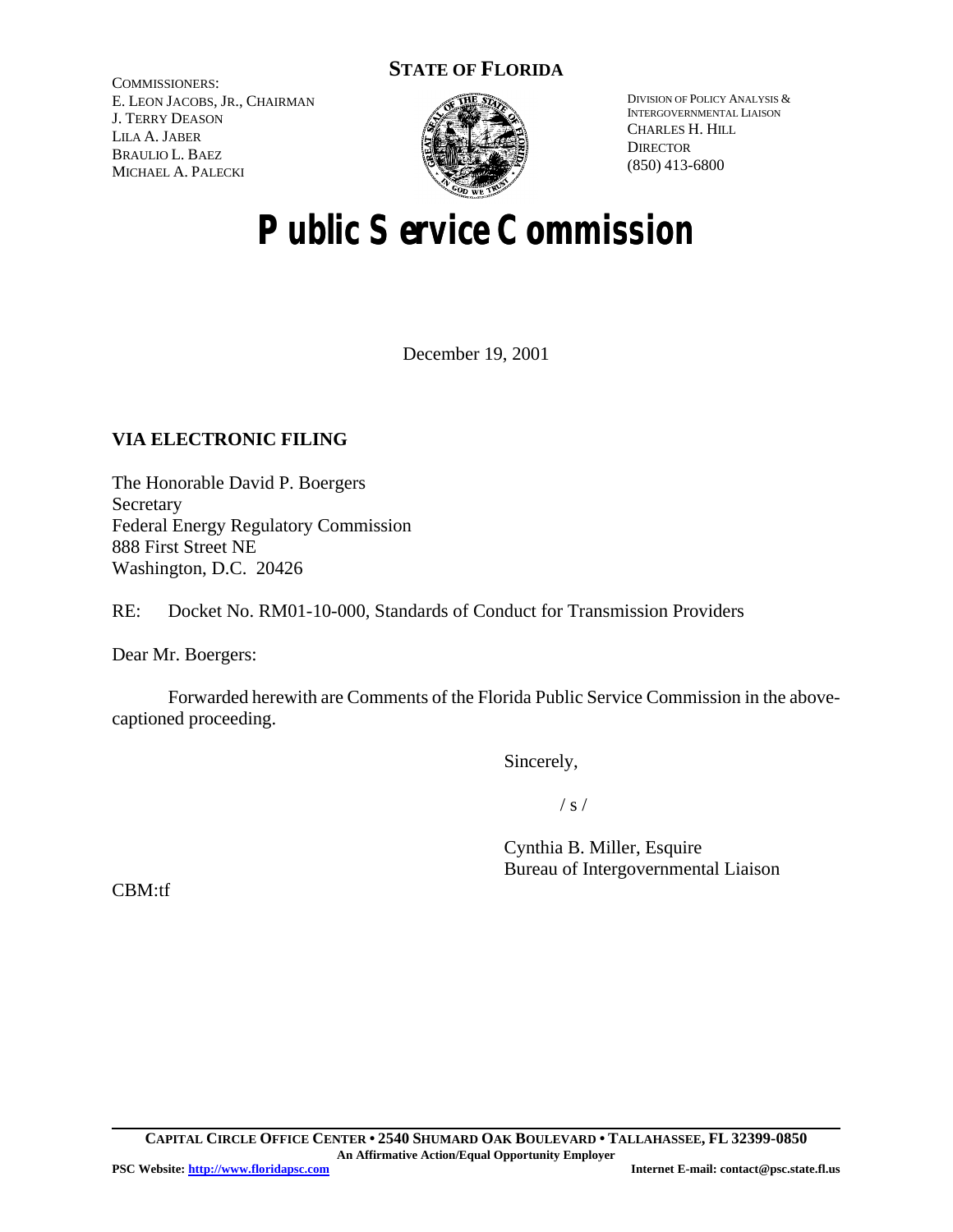COMMISSIONERS:
E. LEON JACOBS, JR., CHAIRMAN
J. TERRY DEASON
LILA A. JABER
BRAULIO L. BAEZ
MICHAEL A. PALECKI

**STATE OF FLORIDA**

DIVISION OF POLICY ANALYSIS &
INTERGOVERNMENTAL LIAISON
CHARLES H. HILL
DIRECTOR
(850) 413-6800

# Public Service Commission

December 19, 2001

**VIA ELECTRONIC FILING**

The Honorable David P. Boergers
Secretary
Federal Energy Regulatory Commission
888 First Street NE
Washington, D.C. 20426

RE: Docket No. RM01-10-000, Standards of Conduct for Transmission Providers

Dear Mr. Boergers:

Forwarded herewith are Comments of the Florida Public Service Commission in the above-captioned proceeding.

Sincerely,

/ s /

Cynthia B. Miller, Esquire
Bureau of Intergovernmental Liaison

CBM:tf

**CAPITAL CIRCLE OFFICE CENTER • 2540 SHUMARD OAK BOULEVARD • TALLAHASSEE, FL 32399-0850**
**An Affirmative Action/Equal Opportunity Employer**
**PSC Website: http://www.floridapsc.com** **Internet E-mail: contact@psc.state.fl.us**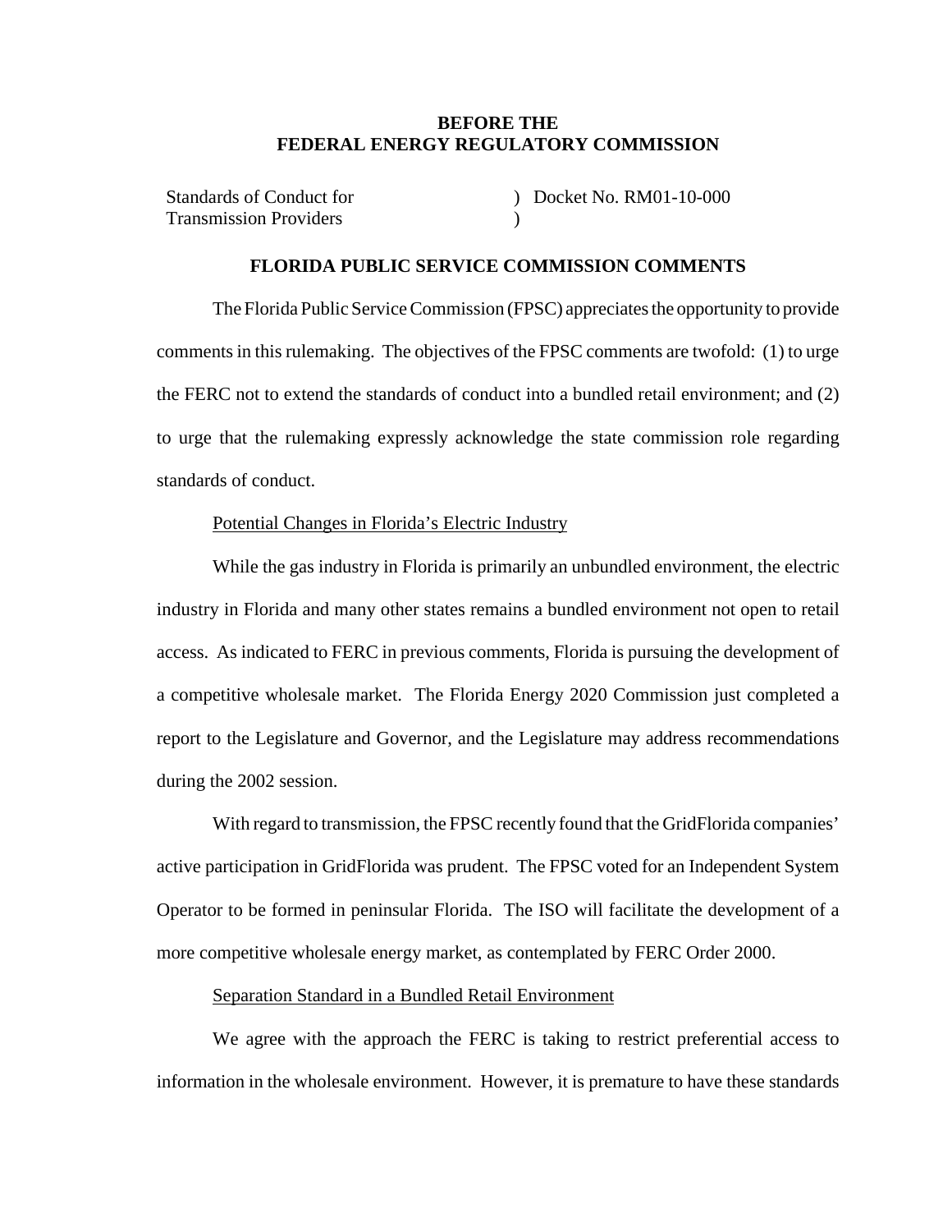**BEFORE THE**
**FEDERAL ENERGY REGULATORY COMMISSION**

| | |
|---|---|
| Standards of Conduct for Transmission Providers | ) Docket No. RM01-10-000 ) |

**FLORIDA PUBLIC SERVICE COMMISSION COMMENTS**

The Florida Public Service Commission (FPSC) appreciates the opportunity to provide comments in this rulemaking. The objectives of the FPSC comments are twofold: (1) to urge the FERC not to extend the standards of conduct into a bundled retail environment; and (2) to urge that the rulemaking expressly acknowledge the state commission role regarding standards of conduct.

Potential Changes in Florida's Electric Industry

While the gas industry in Florida is primarily an unbundled environment, the electric industry in Florida and many other states remains a bundled environment not open to retail access. As indicated to FERC in previous comments, Florida is pursuing the development of a competitive wholesale market. The Florida Energy 2020 Commission just completed a report to the Legislature and Governor, and the Legislature may address recommendations during the 2002 session.

With regard to transmission, the FPSC recently found that the GridFlorida companies' active participation in GridFlorida was prudent. The FPSC voted for an Independent System Operator to be formed in peninsular Florida. The ISO will facilitate the development of a more competitive wholesale energy market, as contemplated by FERC Order 2000.

Separation Standard in a Bundled Retail Environment

We agree with the approach the FERC is taking to restrict preferential access to information in the wholesale environment. However, it is premature to have these standards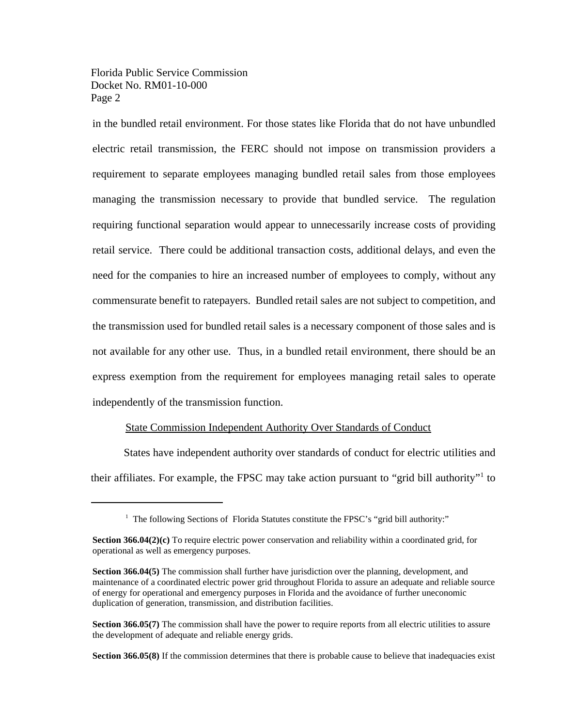in the bundled retail environment. For those states like Florida that do not have unbundled electric retail transmission, the FERC should not impose on transmission providers a requirement to separate employees managing bundled retail sales from those employees managing the transmission necessary to provide that bundled service. The regulation requiring functional separation would appear to unnecessarily increase costs of providing retail service. There could be additional transaction costs, additional delays, and even the need for the companies to hire an increased number of employees to comply, without any commensurate benefit to ratepayers. Bundled retail sales are not subject to competition, and the transmission used for bundled retail sales is a necessary component of those sales and is not available for any other use. Thus, in a bundled retail environment, there should be an express exemption from the requirement for employees managing retail sales to operate independently of the transmission function.

State Commission Independent Authority Over Standards of Conduct

States have independent authority over standards of conduct for electric utilities and their affiliates. For example, the FPSC may take action pursuant to "grid bill authority"[1] to

---

[1] The following Sections of Florida Statutes constitute the FPSC's "grid bill authority:"

**Section 366.04(2)(c)** To require electric power conservation and reliability within a coordinated grid, for operational as well as emergency purposes.

**Section 366.04(5)** The commission shall further have jurisdiction over the planning, development, and maintenance of a coordinated electric power grid throughout Florida to assure an adequate and reliable source of energy for operational and emergency purposes in Florida and the avoidance of further uneconomic duplication of generation, transmission, and distribution facilities.

**Section 366.05(7)** The commission shall have the power to require reports from all electric utilities to assure the development of adequate and reliable energy grids.

**Section 366.05(8)** If the commission determines that there is probable cause to believe that inadequacies exist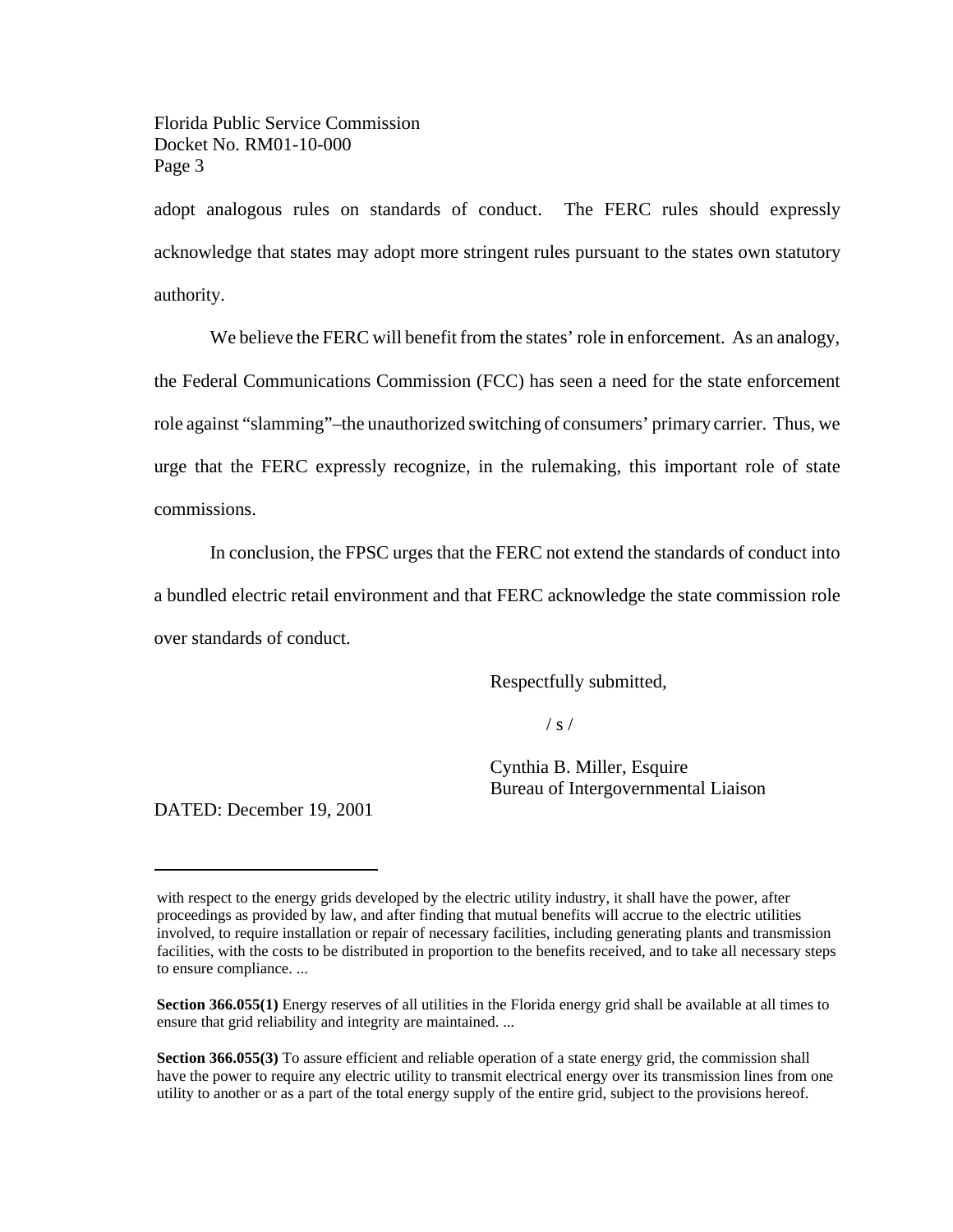adopt analogous rules on standards of conduct. The FERC rules should expressly acknowledge that states may adopt more stringent rules pursuant to the states own statutory authority.

We believe the FERC will benefit from the states' role in enforcement. As an analogy, the Federal Communications Commission (FCC) has seen a need for the state enforcement role against "slamming"–the unauthorized switching of consumers' primary carrier. Thus, we urge that the FERC expressly recognize, in the rulemaking, this important role of state commissions.

In conclusion, the FPSC urges that the FERC not extend the standards of conduct into a bundled electric retail environment and that FERC acknowledge the state commission role over standards of conduct.

Respectfully submitted,

/ s /

Cynthia B. Miller, Esquire
Bureau of Intergovernmental Liaison

DATED: December 19, 2001

---

with respect to the energy grids developed by the electric utility industry, it shall have the power, after proceedings as provided by law, and after finding that mutual benefits will accrue to the electric utilities involved, to require installation or repair of necessary facilities, including generating plants and transmission facilities, with the costs to be distributed in proportion to the benefits received, and to take all necessary steps to ensure compliance. ...

**Section 366.055(1)** Energy reserves of all utilities in the Florida energy grid shall be available at all times to ensure that grid reliability and integrity are maintained. ...

**Section 366.055(3)** To assure efficient and reliable operation of a state energy grid, the commission shall have the power to require any electric utility to transmit electrical energy over its transmission lines from one utility to another or as a part of the total energy supply of the entire grid, subject to the provisions hereof.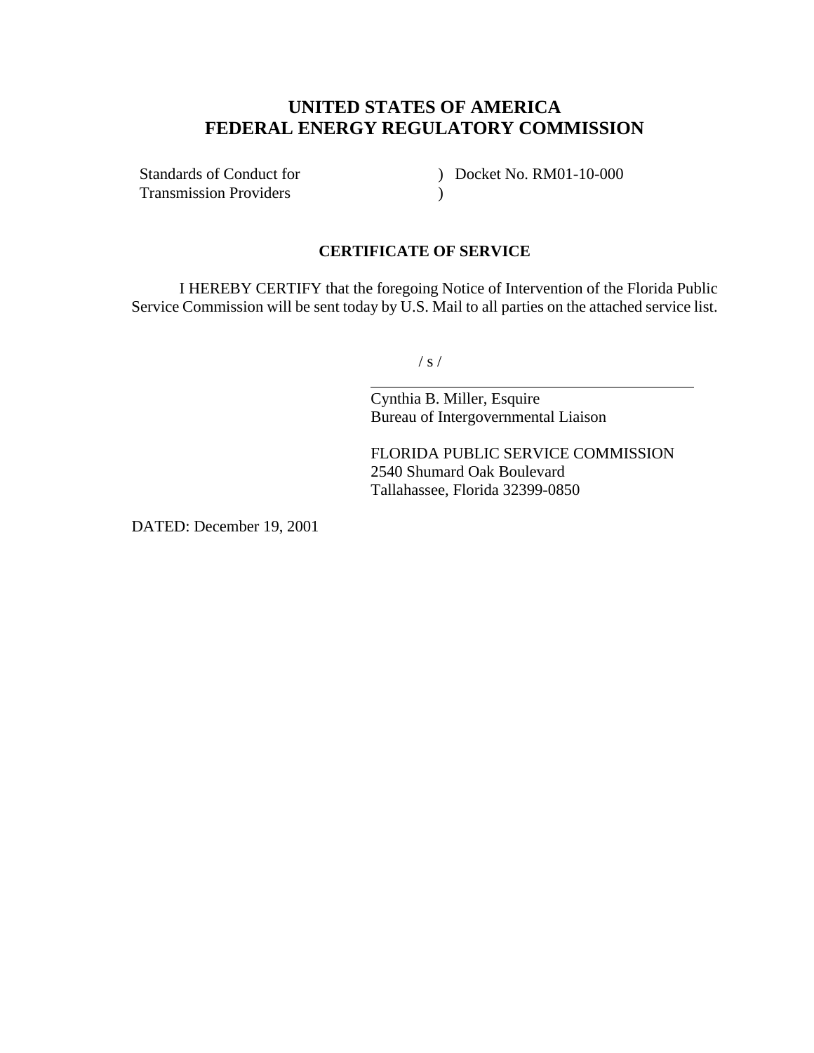# UNITED STATES OF AMERICA
# FEDERAL ENERGY REGULATORY COMMISSION

| | | |
|---|---|---|
| Standards of Conduct for | ) | Docket No. RM01-10-000 |
| Transmission Providers | ) | |

## CERTIFICATE OF SERVICE

I HEREBY CERTIFY that the foregoing Notice of Intervention of the Florida Public Service Commission will be sent today by U.S. Mail to all parties on the attached service list.

/ s /

Cynthia B. Miller, Esquire
Bureau of Intergovernmental Liaison

FLORIDA PUBLIC SERVICE COMMISSION
2540 Shumard Oak Boulevard
Tallahassee, Florida 32399-0850

DATED: December 19, 2001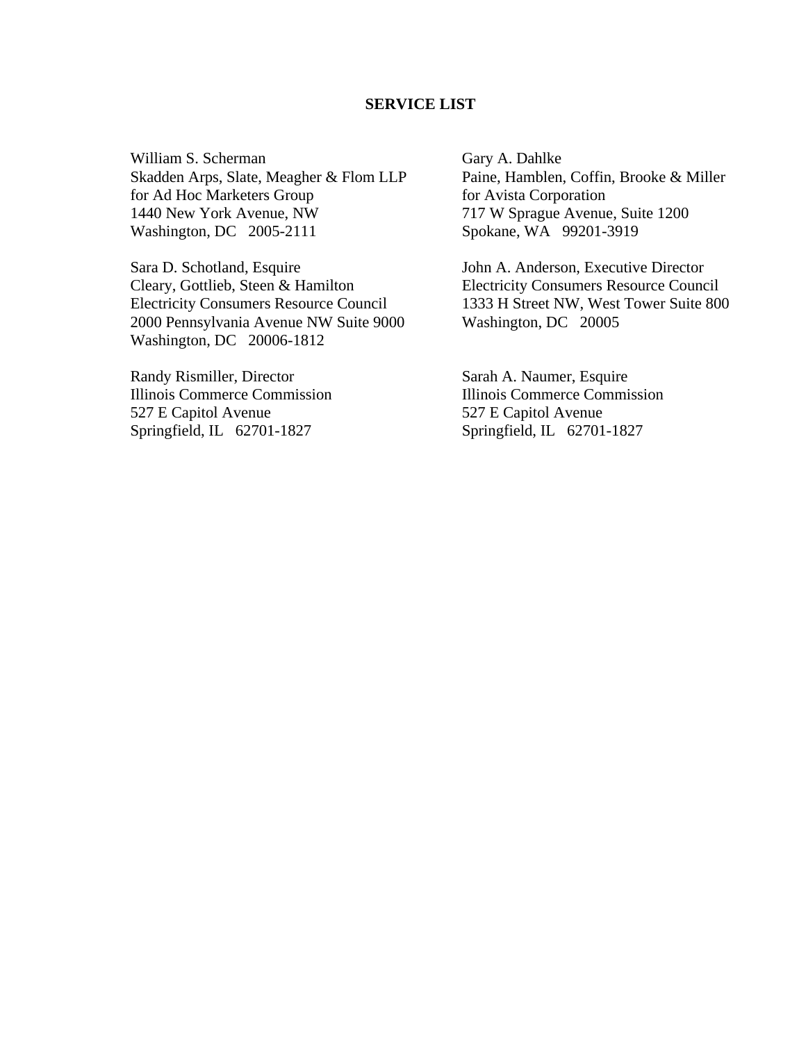**SERVICE LIST**

William S. Scherman
Skadden Arps, Slate, Meagher & Flom LLP
for Ad Hoc Marketers Group
1440 New York Avenue, NW
Washington, DC 2005-2111

Gary A. Dahlke
Paine, Hamblen, Coffin, Brooke & Miller
for Avista Corporation
717 W Sprague Avenue, Suite 1200
Spokane, WA 99201-3919

Sara D. Schotland, Esquire
Cleary, Gottlieb, Steen & Hamilton
Electricity Consumers Resource Council
2000 Pennsylvania Avenue NW Suite 9000
Washington, DC 20006-1812

John A. Anderson, Executive Director
Electricity Consumers Resource Council
1333 H Street NW, West Tower Suite 800
Washington, DC 20005

Randy Rismiller, Director
Illinois Commerce Commission
527 E Capitol Avenue
Springfield, IL 62701-1827

Sarah A. Naumer, Esquire
Illinois Commerce Commission
527 E Capitol Avenue
Springfield, IL 62701-1827